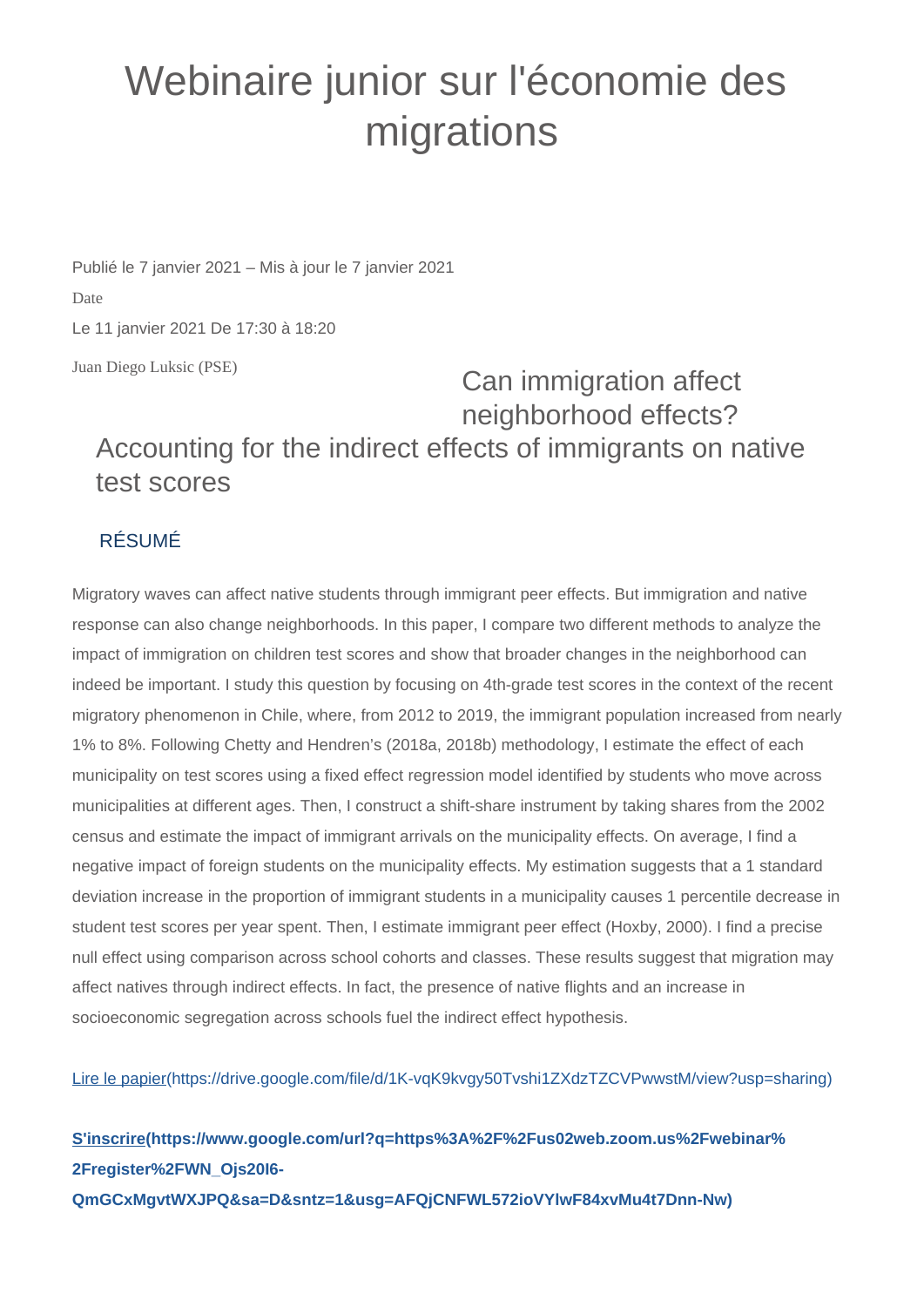# Webinaire junior sur l'économie des migrations

Publié le 7 janvier 2021 – Mis à jour le 7 janvier 2021

Date

Le 11 janvier 2021 De 17:30 à 18:20

Juan Diego Luksic (PSE)

## Can immigration affect neighborhood effects? Accounting for the indirect effects of immigrants on native test scores

### RÉSUMÉ

Migratory waves can affect native students through immigrant peer effects. But immigration and native response can also change neighborhoods. In this paper, I compare two different methods to analyze the impact of immigration on children test scores and show that broader changes in the neighborhood can indeed be important. I study this question by focusing on 4th-grade test scores in the context of the recent migratory phenomenon in Chile, where, from 2012 to 2019, the immigrant population increased from nearly 1% to 8%. Following Chetty and Hendren's (2018a, 2018b) methodology, I estimate the effect of each municipality on test scores using a fixed effect regression model identified by students who move across municipalities at different ages. Then, I construct a shift-share instrument by taking shares from the 2002 census and estimate the impact of immigrant arrivals on the municipality effects. On average, I find a negative impact of foreign students on the municipality effects. My estimation suggests that a 1 standard deviation increase in the proportion of immigrant students in a municipality causes 1 percentile decrease in student test scores per year spent. Then, I estimate immigrant peer effect (Hoxby, 2000). I find a precise null effect using comparison across school cohorts and classes. These results suggest that migration may affect natives through indirect effects. In fact, the presence of native flights and an increase in socioeconomic segregation across schools fuel the indirect effect hypothesis.

[Lire le papier](https://drive.google.com/file/d/1K-vqK9kvgy50Tvshi1ZXdzTZCVPwwstM/view?usp=sharing)(https://drive.google.com/file/d/1K-vqK9kvgy50Tvshi1ZXdzTZCVPwwstM/view?usp=sharing)

**[S'inscrire](https://www.google.com/url?q=https%3A%2F%2Fus02web.zoom.us%2Fwebinar%2Fregister%2FWN_Ojs20I6-QmGCxMgvtWXJPQ&sa=D&sntz=1&usg=AFQjCNFWL572ioVYlwF84xvMu4t7Dnn-Nw)(https://www.google.com/url?q=https%3A%2F%2Fus02web.zoom.us%2Fwebinar%2Fregister%2FWN_Ojs20I6-QmGCxMgvtWXJPQ&sa=D&sntz=1&usg=AFQjCNFWL572ioVYlwF84xvMu4t7Dnn-Nw)**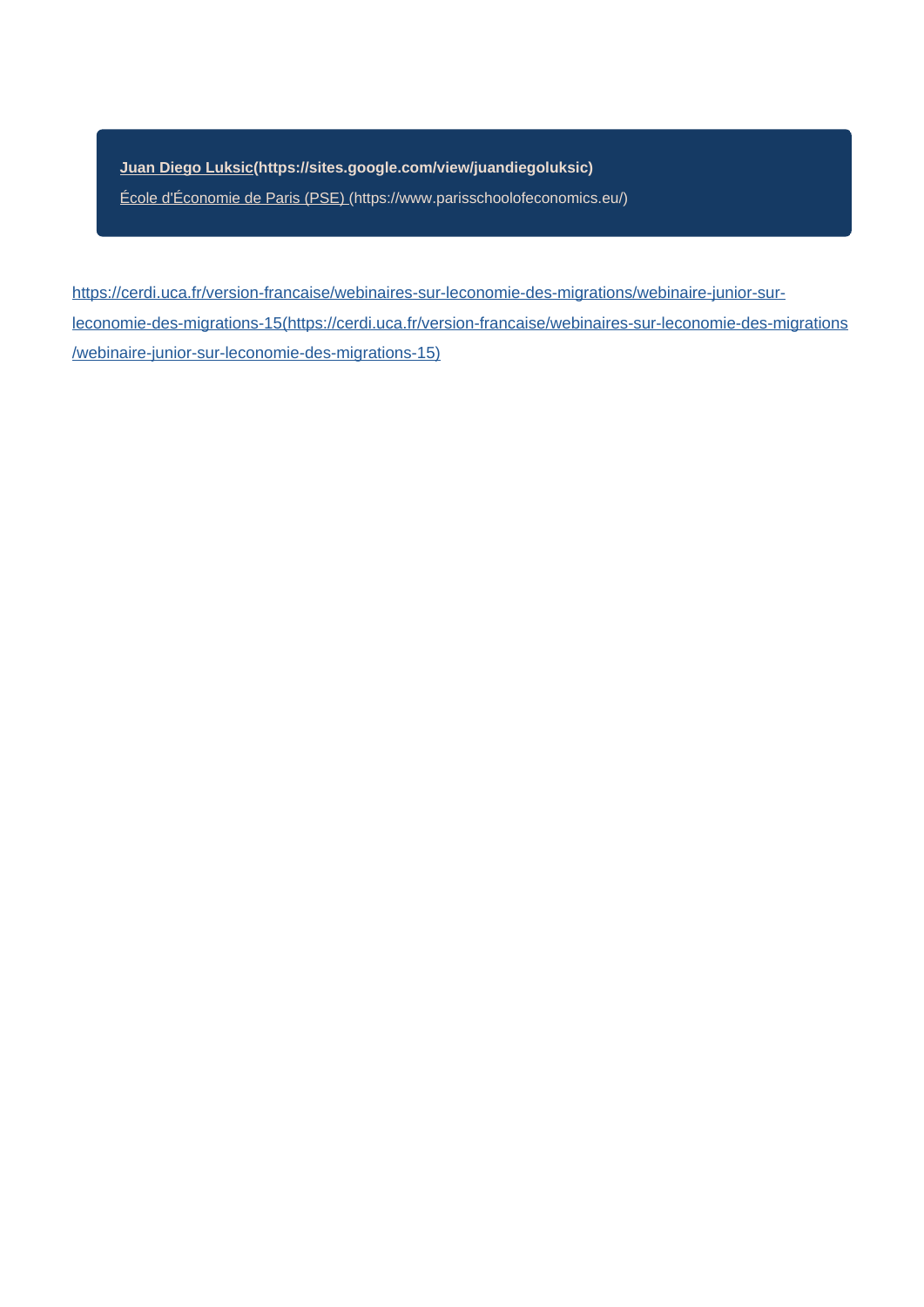**Juan Diego Luksic(https://sites.google.com/view/juandiegoluksic)**

École d'Économie de Paris (PSE) (https://www.parisschoolofeconomics.eu/)

https://cerdi.uca.fr/version-francaise/webinaires-sur-leconomie-des-migrations/webinaire-junior-sur-leconomie-des-migrations-15(https://cerdi.uca.fr/version-francaise/webinaires-sur-leconomie-des-migrations/webinaire-junior-sur-leconomie-des-migrations-15)